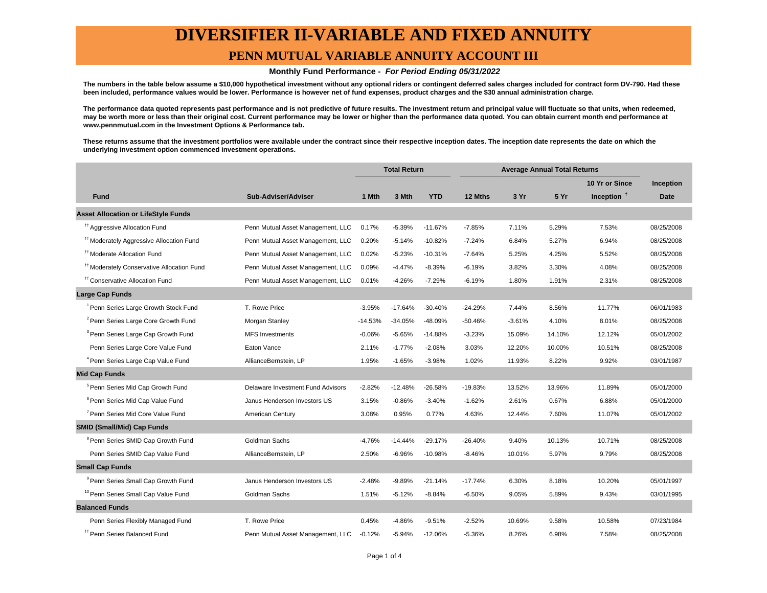# DIVERSIFIER II-VARIABLE AND FIXED ANNUITY

## PENN MUTUAL VARIABLE ANNUITY ACCOUNT III

**Monthly Fund Performance -** ***For Period Ending 05/31/2022***

**The numbers in the table below assume a $10,000 hypothetical investment without any optional riders or contingent deferred sales charges included for contract form DV-790. Had these been included, performance values would be lower. Performance is however net of fund expenses, product charges and the $30 annual administration charge.**

**The performance data quoted represents past performance and is not predictive of future results. The investment return and principal value will fluctuate so that units, when redeemed, may be worth more or less than their original cost. Current performance may be lower or higher than the performance data quoted. You can obtain current month end performance at www.pennmutual.com in the Investment Options & Performance tab.**

**These returns assume that the investment portfolios were available under the contract since their respective inception dates. The inception date represents the date on which the underlying investment option commenced investment operations.**

| | | Total Return | | | Average Annual Total Returns | | | | |
|---|---|---|---|---|---|---|---|---|---|
| **Fund** | **Sub-Adviser/Adviser** | **1 Mth** | **3 Mth** | **YTD** | **12 Mths** | **3 Yr** | **5 Yr** | **10 Yr or Since Inception †** | **Inception Date** |
| **Asset Allocation or LifeStyle Funds** | | | | | | | | | |
| [††] Aggressive Allocation Fund | Penn Mutual Asset Management, LLC | 0.17% | -5.39% | -11.67% | -7.85% | 7.11% | 5.29% | 7.53% | 08/25/2008 |
| [††] Moderately Aggressive Allocation Fund | Penn Mutual Asset Management, LLC | 0.20% | -5.14% | -10.82% | -7.24% | 6.84% | 5.27% | 6.94% | 08/25/2008 |
| [††] Moderate Allocation Fund | Penn Mutual Asset Management, LLC | 0.02% | -5.23% | -10.31% | -7.64% | 5.25% | 4.25% | 5.52% | 08/25/2008 |
| [††] Moderately Conservative Allocation Fund | Penn Mutual Asset Management, LLC | 0.09% | -4.47% | -8.39% | -6.19% | 3.82% | 3.30% | 4.08% | 08/25/2008 |
| [††] Conservative Allocation Fund | Penn Mutual Asset Management, LLC | 0.01% | -4.26% | -7.29% | -6.19% | 1.80% | 1.91% | 2.31% | 08/25/2008 |
| **Large Cap Funds** | | | | | | | | | |
| [1] Penn Series Large Growth Stock Fund | T. Rowe Price | -3.95% | -17.64% | -30.40% | -24.29% | 7.44% | 8.56% | 11.77% | 06/01/1983 |
| [2] Penn Series Large Core Growth Fund | Morgan Stanley | -14.53% | -34.05% | -48.09% | -50.46% | -3.61% | 4.10% | 8.01% | 08/25/2008 |
| [3] Penn Series Large Cap Growth Fund | MFS Investments | -0.06% | -5.65% | -14.88% | -3.23% | 15.09% | 14.10% | 12.12% | 05/01/2002 |
| Penn Series Large Core Value Fund | Eaton Vance | 2.11% | -1.77% | -2.08% | 3.03% | 12.20% | 10.00% | 10.51% | 08/25/2008 |
| [4] Penn Series Large Cap Value Fund | AllianceBernstein, LP | 1.95% | -1.65% | -3.98% | 1.02% | 11.93% | 8.22% | 9.92% | 03/01/1987 |
| **Mid Cap Funds** | | | | | | | | | |
| [5] Penn Series Mid Cap Growth Fund | Delaware Investment Fund Advisors | -2.82% | -12.48% | -26.58% | -19.83% | 13.52% | 13.96% | 11.89% | 05/01/2000 |
| [6] Penn Series Mid Cap Value Fund | Janus Henderson Investors US | 3.15% | -0.86% | -3.40% | -1.62% | 2.61% | 0.67% | 6.88% | 05/01/2000 |
| [7] Penn Series Mid Core Value Fund | American Century | 3.08% | 0.95% | 0.77% | 4.63% | 12.44% | 7.60% | 11.07% | 05/01/2002 |
| **SMID (Small/Mid) Cap Funds** | | | | | | | | | |
| [8] Penn Series SMID Cap Growth Fund | Goldman Sachs | -4.76% | -14.44% | -29.17% | -26.40% | 9.40% | 10.13% | 10.71% | 08/25/2008 |
| Penn Series SMID Cap Value Fund | AllianceBernstein, LP | 2.50% | -6.96% | -10.98% | -8.46% | 10.01% | 5.97% | 9.79% | 08/25/2008 |
| **Small Cap Funds** | | | | | | | | | |
| [9] Penn Series Small Cap Growth Fund | Janus Henderson Investors US | -2.48% | -9.89% | -21.14% | -17.74% | 6.30% | 8.18% | 10.20% | 05/01/1997 |
| [10] Penn Series Small Cap Value Fund | Goldman Sachs | 1.51% | -5.12% | -8.84% | -6.50% | 9.05% | 5.89% | 9.43% | 03/01/1995 |
| **Balanced Funds** | | | | | | | | | |
| Penn Series Flexibly Managed Fund | T. Rowe Price | 0.45% | -4.86% | -9.51% | -2.52% | 10.69% | 9.58% | 10.58% | 07/23/1984 |
| [††] Penn Series Balanced Fund | Penn Mutual Asset Management, LLC | -0.12% | -5.94% | -12.06% | -5.36% | 8.26% | 6.98% | 7.58% | 08/25/2008 |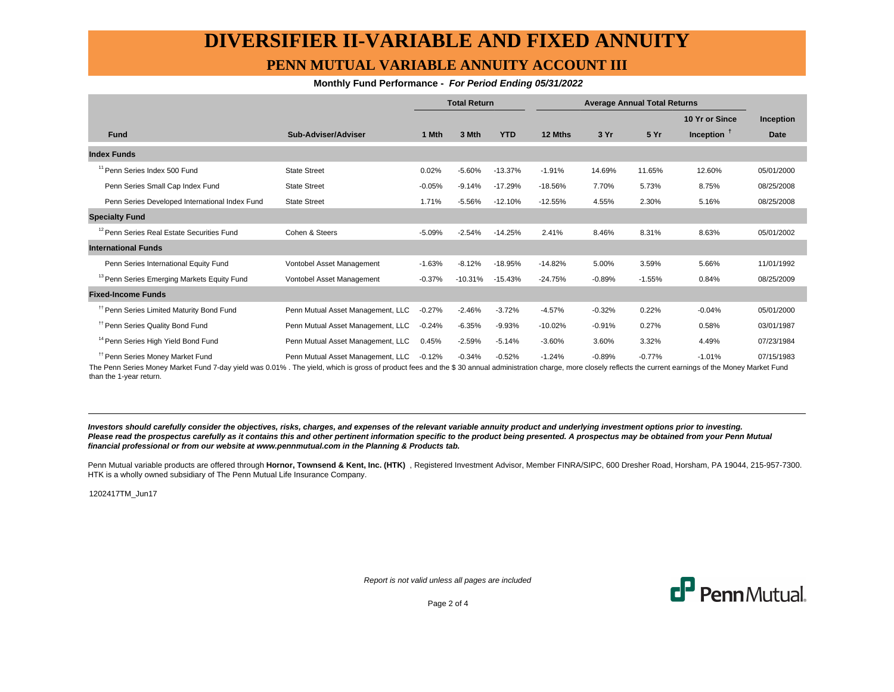# DIVERSIFIER II-VARIABLE AND FIXED ANNUITY

## PENN MUTUAL VARIABLE ANNUITY ACCOUNT III

**Monthly Fund Performance -** ***For Period Ending 05/31/2022***

| | | Total Return | | | Average Annual Total Returns | | | | |
|---|---|---|---|---|---|---|---|---|---|
| **Fund** | **Sub-Adviser/Adviser** | **1 Mth** | **3 Mth** | **YTD** | **12 Mths** | **3 Yr** | **5 Yr** | **10 Yr or Since Inception** † | **Inception Date** |
| **Index Funds** | | | | | | | | | |
| [11] Penn Series Index 500 Fund | State Street | 0.02% | -5.60% | -13.37% | -1.91% | 14.69% | 11.65% | 12.60% | 05/01/2000 |
| Penn Series Small Cap Index Fund | State Street | -0.05% | -9.14% | -17.29% | -18.56% | 7.70% | 5.73% | 8.75% | 08/25/2008 |
| Penn Series Developed International Index Fund | State Street | 1.71% | -5.56% | -12.10% | -12.55% | 4.55% | 2.30% | 5.16% | 08/25/2008 |
| **Specialty Fund** | | | | | | | | | |
| [12] Penn Series Real Estate Securities Fund | Cohen & Steers | -5.09% | -2.54% | -14.25% | 2.41% | 8.46% | 8.31% | 8.63% | 05/01/2002 |
| **International Funds** | | | | | | | | | |
| Penn Series International Equity Fund | Vontobel Asset Management | -1.63% | -8.12% | -18.95% | -14.82% | 5.00% | 3.59% | 5.66% | 11/01/1992 |
| [13] Penn Series Emerging Markets Equity Fund | Vontobel Asset Management | -0.37% | -10.31% | -15.43% | -24.75% | -0.89% | -1.55% | 0.84% | 08/25/2009 |
| **Fixed-Income Funds** | | | | | | | | | |
| †† Penn Series Limited Maturity Bond Fund | Penn Mutual Asset Management, LLC | -0.27% | -2.46% | -3.72% | -4.57% | -0.32% | 0.22% | -0.04% | 05/01/2000 |
| †† Penn Series Quality Bond Fund | Penn Mutual Asset Management, LLC | -0.24% | -6.35% | -9.93% | -10.02% | -0.91% | 0.27% | 0.58% | 03/01/1987 |
| [14] Penn Series High Yield Bond Fund | Penn Mutual Asset Management, LLC | 0.45% | -2.59% | -5.14% | -3.60% | 3.60% | 3.32% | 4.49% | 07/23/1984 |
| †† Penn Series Money Market Fund | Penn Mutual Asset Management, LLC | -0.12% | -0.34% | -0.52% | -1.24% | -0.89% | -0.77% | -1.01% | 07/15/1983 |

The Penn Series Money Market Fund 7-day yield was 0.01% . The yield, which is gross of product fees and the $ 30 annual administration charge, more closely reflects the current earnings of the Money Market Fund than the 1-year return.

---

***Investors should carefully consider the objectives, risks, charges, and expenses of the relevant variable annuity product and underlying investment options prior to investing. Please read the prospectus carefully as it contains this and other pertinent information specific to the product being presented. A prospectus may be obtained from your Penn Mutual financial professional or from our website at www.pennmutual.com in the Planning & Products tab.***

Penn Mutual variable products are offered through **Hornor, Townsend & Kent, Inc. (HTK)** , Registered Investment Advisor, Member FINRA/SIPC, 600 Dresher Road, Horsham, PA 19044, 215-957-7300. HTK is a wholly owned subsidiary of The Penn Mutual Life Insurance Company.

1202417TM_Jun17

*Report is not valid unless all pages are included*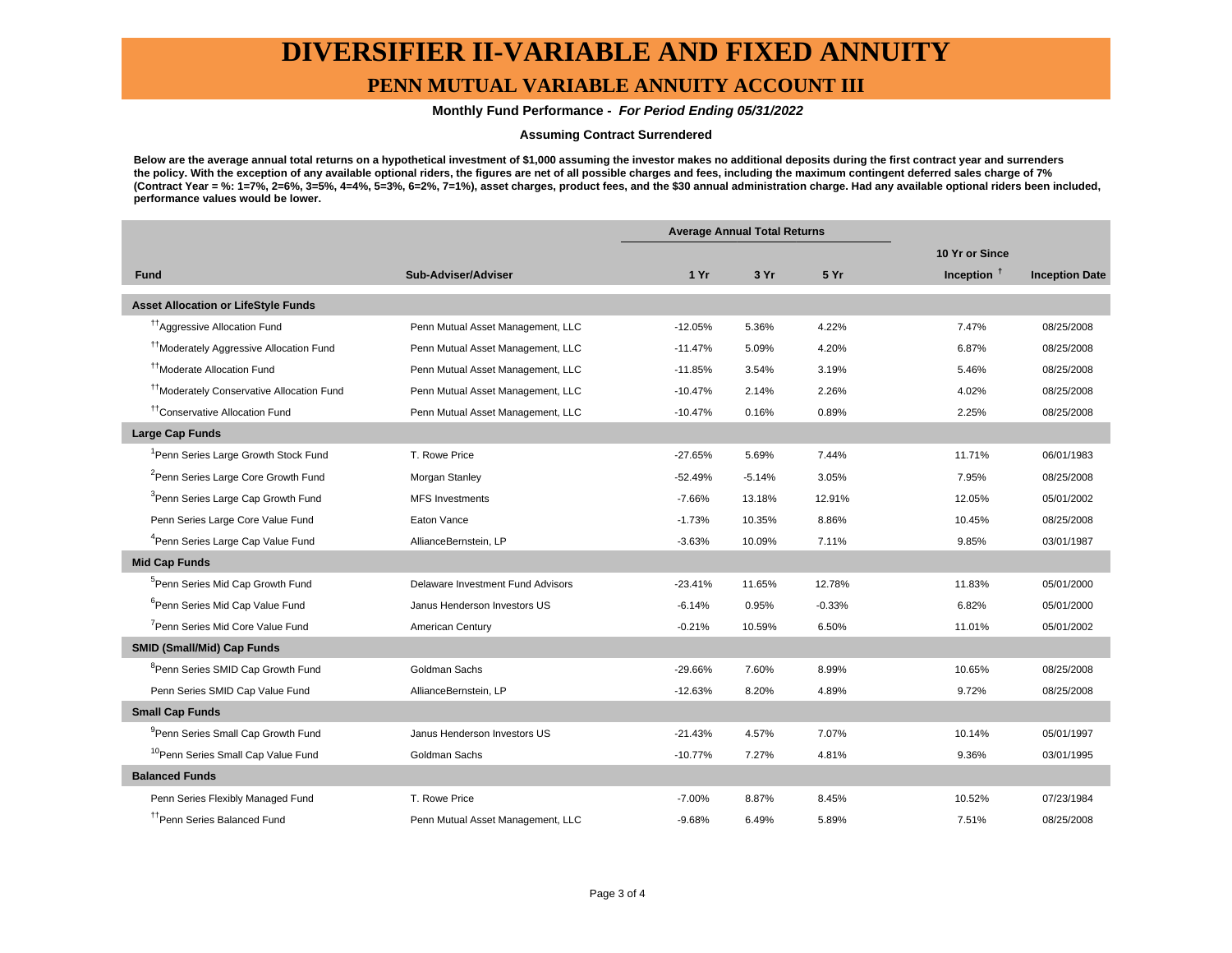# DIVERSIFIER II-VARIABLE AND FIXED ANNUITY

## PENN MUTUAL VARIABLE ANNUITY ACCOUNT III

**Monthly Fund Performance - *For Period Ending 05/31/2022***

**Assuming Contract Surrendered**

**Below are the average annual total returns on a hypothetical investment of $1,000 assuming the investor makes no additional deposits during the first contract year and surrenders the policy. With the exception of any available optional riders, the figures are net of all possible charges and fees, including the maximum contingent deferred sales charge of 7% (Contract Year = %: 1=7%, 2=6%, 3=5%, 4=4%, 5=3%, 6=2%, 7=1%), asset charges, product fees, and the $30 annual administration charge. Had any available optional riders been included, performance values would be lower.**

| | | Average Annual Total Returns | | | | |
|---|---|---|---|---|---|---|
| **Fund** | **Sub-Adviser/Adviser** | **1 Yr** | **3 Yr** | **5 Yr** | **10 Yr or Since Inception †** | **Inception Date** |
| **Asset Allocation or LifeStyle Funds** | | | | | | |
| ††Aggressive Allocation Fund | Penn Mutual Asset Management, LLC | -12.05% | 5.36% | 4.22% | 7.47% | 08/25/2008 |
| ††Moderately Aggressive Allocation Fund | Penn Mutual Asset Management, LLC | -11.47% | 5.09% | 4.20% | 6.87% | 08/25/2008 |
| ††Moderate Allocation Fund | Penn Mutual Asset Management, LLC | -11.85% | 3.54% | 3.19% | 5.46% | 08/25/2008 |
| ††Moderately Conservative Allocation Fund | Penn Mutual Asset Management, LLC | -10.47% | 2.14% | 2.26% | 4.02% | 08/25/2008 |
| ††Conservative Allocation Fund | Penn Mutual Asset Management, LLC | -10.47% | 0.16% | 0.89% | 2.25% | 08/25/2008 |
| **Large Cap Funds** | | | | | | |
| [1]Penn Series Large Growth Stock Fund | T. Rowe Price | -27.65% | 5.69% | 7.44% | 11.71% | 06/01/1983 |
| [2]Penn Series Large Core Growth Fund | Morgan Stanley | -52.49% | -5.14% | 3.05% | 7.95% | 08/25/2008 |
| [3]Penn Series Large Cap Growth Fund | MFS Investments | -7.66% | 13.18% | 12.91% | 12.05% | 05/01/2002 |
| Penn Series Large Core Value Fund | Eaton Vance | -1.73% | 10.35% | 8.86% | 10.45% | 08/25/2008 |
| [4]Penn Series Large Cap Value Fund | AllianceBernstein, LP | -3.63% | 10.09% | 7.11% | 9.85% | 03/01/1987 |
| **Mid Cap Funds** | | | | | | |
| [5]Penn Series Mid Cap Growth Fund | Delaware Investment Fund Advisors | -23.41% | 11.65% | 12.78% | 11.83% | 05/01/2000 |
| [6]Penn Series Mid Cap Value Fund | Janus Henderson Investors US | -6.14% | 0.95% | -0.33% | 6.82% | 05/01/2000 |
| [7]Penn Series Mid Core Value Fund | American Century | -0.21% | 10.59% | 6.50% | 11.01% | 05/01/2002 |
| **SMID (Small/Mid) Cap Funds** | | | | | | |
| [8]Penn Series SMID Cap Growth Fund | Goldman Sachs | -29.66% | 7.60% | 8.99% | 10.65% | 08/25/2008 |
| Penn Series SMID Cap Value Fund | AllianceBernstein, LP | -12.63% | 8.20% | 4.89% | 9.72% | 08/25/2008 |
| **Small Cap Funds** | | | | | | |
| [9]Penn Series Small Cap Growth Fund | Janus Henderson Investors US | -21.43% | 4.57% | 7.07% | 10.14% | 05/01/1997 |
| [10]Penn Series Small Cap Value Fund | Goldman Sachs | -10.77% | 7.27% | 4.81% | 9.36% | 03/01/1995 |
| **Balanced Funds** | | | | | | |
| Penn Series Flexibly Managed Fund | T. Rowe Price | -7.00% | 8.87% | 8.45% | 10.52% | 07/23/1984 |
| ††Penn Series Balanced Fund | Penn Mutual Asset Management, LLC | -9.68% | 6.49% | 5.89% | 7.51% | 08/25/2008 |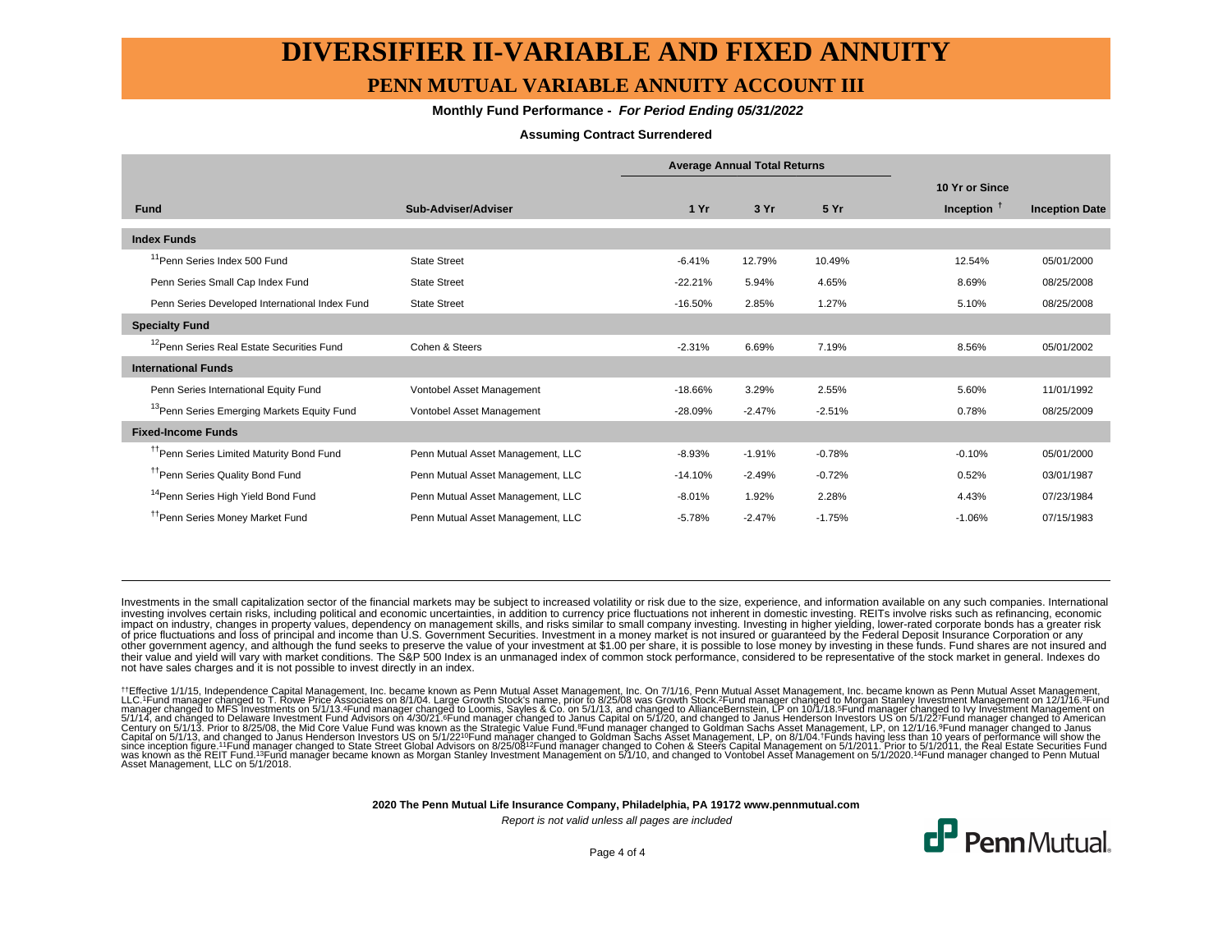# DIVERSIFIER II-VARIABLE AND FIXED ANNUITY

## PENN MUTUAL VARIABLE ANNUITY ACCOUNT III

**Monthly Fund Performance - *For Period Ending 05/31/2022***

**Assuming Contract Surrendered**

| | | Average Annual Total Returns | | | | |
|---|---|---|---|---|---|---|
| **Fund** | **Sub-Adviser/Adviser** | **1 Yr** | **3 Yr** | **5 Yr** | **10 Yr or Since Inception †** | **Inception Date** |
| **Index Funds** | | | | | | |
| [11]Penn Series Index 500 Fund | State Street | -6.41% | 12.79% | 10.49% | 12.54% | 05/01/2000 |
| Penn Series Small Cap Index Fund | State Street | -22.21% | 5.94% | 4.65% | 8.69% | 08/25/2008 |
| Penn Series Developed International Index Fund | State Street | -16.50% | 2.85% | 1.27% | 5.10% | 08/25/2008 |
| **Specialty Fund** | | | | | | |
| [12]Penn Series Real Estate Securities Fund | Cohen & Steers | -2.31% | 6.69% | 7.19% | 8.56% | 05/01/2002 |
| **International Funds** | | | | | | |
| Penn Series International Equity Fund | Vontobel Asset Management | -18.66% | 3.29% | 2.55% | 5.60% | 11/01/1992 |
| [13]Penn Series Emerging Markets Equity Fund | Vontobel Asset Management | -28.09% | -2.47% | -2.51% | 0.78% | 08/25/2009 |
| **Fixed-Income Funds** | | | | | | |
| ††Penn Series Limited Maturity Bond Fund | Penn Mutual Asset Management, LLC | -8.93% | -1.91% | -0.78% | -0.10% | 05/01/2000 |
| ††Penn Series Quality Bond Fund | Penn Mutual Asset Management, LLC | -14.10% | -2.49% | -0.72% | 0.52% | 03/01/1987 |
| [14]Penn Series High Yield Bond Fund | Penn Mutual Asset Management, LLC | -8.01% | 1.92% | 2.28% | 4.43% | 07/23/1984 |
| ††Penn Series Money Market Fund | Penn Mutual Asset Management, LLC | -5.78% | -2.47% | -1.75% | -1.06% | 07/15/1983 |

Investments in the small capitalization sector of the financial markets may be subject to increased volatility or risk due to the size, experience, and information available on any such companies. International investing involves certain risks, including political and economic uncertainties, in addition to currency price fluctuations not inherent in domestic investing. REITs involve risks such as refinancing, economic impact on industry, changes in property values, dependency on management skills, and risks similar to small company investing. Investing in higher yielding, lower-rated corporate bonds has a greater risk of price fluctuations and loss of principal and income than U.S. Government Securities. Investment in a money market is not insured or guaranteed by the Federal Deposit Insurance Corporation or any other government agency, and although the fund seeks to preserve the value of your investment at $1.00 per share, it is possible to lose money by investing in these funds. Fund shares are not insured and their value and yield will vary with market conditions. The S&P 500 Index is an unmanaged index of common stock performance, considered to be representative of the stock market in general. Indexes do not have sales charges and it is not possible to invest directly in an index.

††Effective 1/1/15, Independence Capital Management, Inc. became known as Penn Mutual Asset Management, Inc. On 7/1/16, Penn Mutual Asset Management, Inc. became known as Penn Mutual Asset Management, LLC.[1]Fund manager changed to T. Rowe Price Associates on 8/1/04. Large Growth Stock's name, prior to 8/25/08 was Growth Stock.[2]Fund manager changed to Morgan Stanley Investment Management on 12/1/16.[3]Fund manager changed to MFS Investments on 5/1/13.[4]Fund manager changed to Loomis, Sayles & Co. on 5/1/13, and changed to AllianceBernstein, LP on 10/1/18.[5]Fund manager changed to Ivy Investment Management on 5/1/14, and changed to Delaware Investment Fund Advisors on 4/30/21.[6]Fund manager changed to Janus Capital on 5/1/20, and changed to Janus Henderson Investors US on 5/1/22[7]Fund manager changed to American Century on 5/1/13. Prior to 8/25/08, the Mid Core Value Fund was known as the Strategic Value Fund.[8]Fund manager changed to Goldman Sachs Asset Management, LP, on 12/1/16.[9]Fund manager changed to Janus Capital on 5/1/13, and changed to Janus Henderson Investors US on 5/1/22[10]Fund manager changed to Goldman Sachs Asset Management, LP, on 8/1/04.†Funds having less than 10 years of performance will show the since inception figure.[11]Fund manager changed to State Street Global Advisors on 8/25/08[12]Fund manager changed to Cohen & Steers Capital Management on 5/1/2011. Prior to 5/1/2011, the Real Estate Securities Fund was known as the REIT Fund.[13]Fund manager became known as Morgan Stanley Investment Management on 5/1/10, and changed to Vontobel Asset Management on 5/1/2020.[14]Fund manager changed to Penn Mutual Asset Management, LLC on 5/1/2018.

**2020 The Penn Mutual Life Insurance Company, Philadelphia, PA 19172 www.pennmutual.com**

*Report is not valid unless all pages are included*